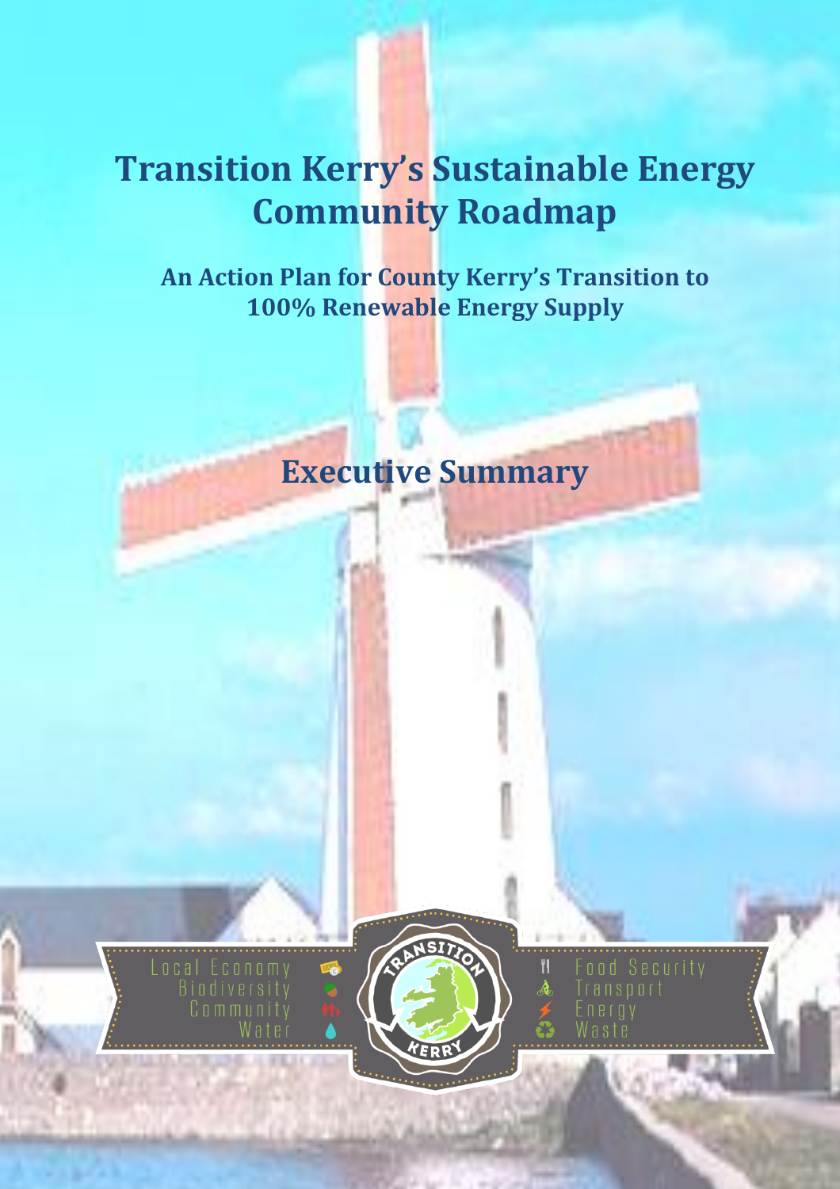# Transition Kerry's Sustainable Energy Community Roadmap

## An Action Plan for County Kerry's Transition to 100% Renewable Energy Supply

## Executive Summary

Local Economy
Biodiversity
Community
Water

TRANSITION KERRY

Food Security
Transport
Energy
Waste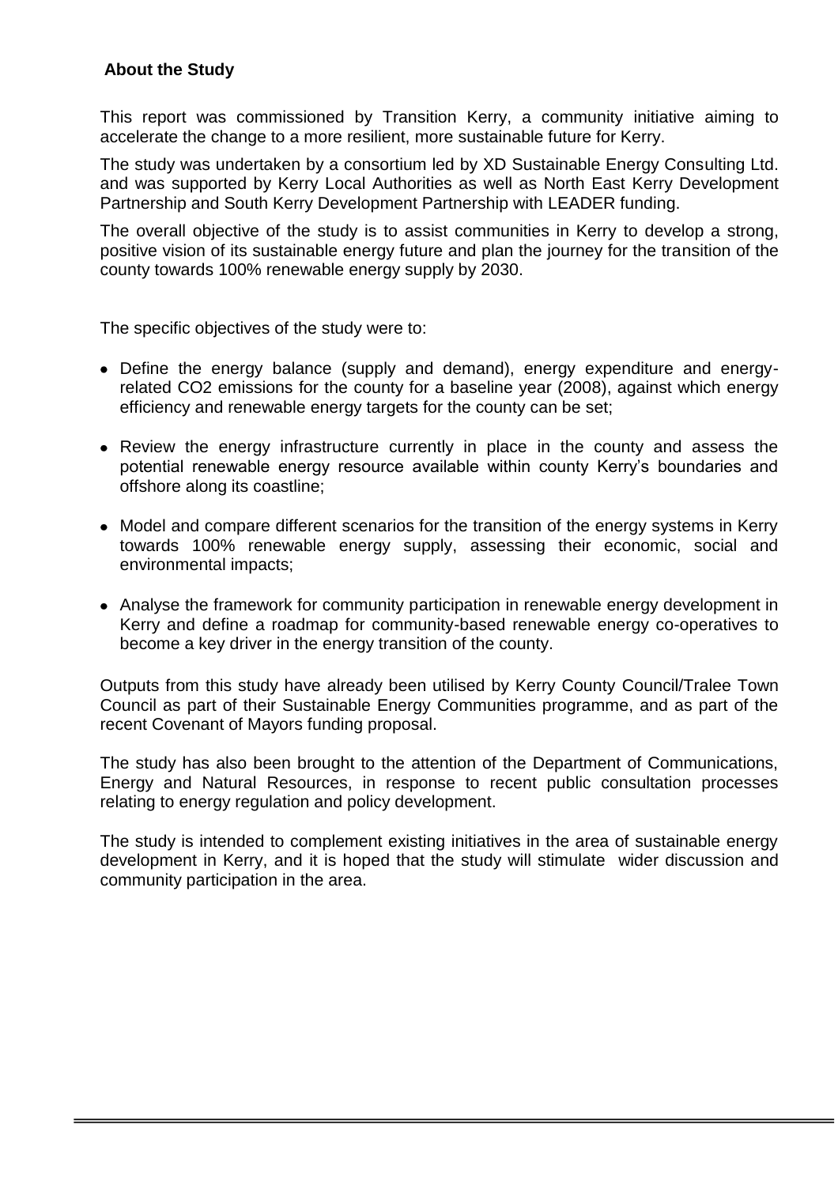## About the Study

This report was commissioned by Transition Kerry, a community initiative aiming to accelerate the change to a more resilient, more sustainable future for Kerry.

The study was undertaken by a consortium led by XD Sustainable Energy Consulting Ltd. and was supported by Kerry Local Authorities as well as North East Kerry Development Partnership and South Kerry Development Partnership with LEADER funding.

The overall objective of the study is to assist communities in Kerry to develop a strong, positive vision of its sustainable energy future and plan the journey for the transition of the county towards 100% renewable energy supply by 2030.

The specific objectives of the study were to:

- Define the energy balance (supply and demand), energy expenditure and energy-related $CO_2$ emissions for the county for a baseline year (2008), against which energy efficiency and renewable energy targets for the county can be set;
- Review the energy infrastructure currently in place in the county and assess the potential renewable energy resource available within county Kerry's boundaries and offshore along its coastline;
- Model and compare different scenarios for the transition of the energy systems in Kerry towards 100% renewable energy supply, assessing their economic, social and environmental impacts;
- Analyse the framework for community participation in renewable energy development in Kerry and define a roadmap for community-based renewable energy co-operatives to become a key driver in the energy transition of the county.

Outputs from this study have already been utilised by Kerry County Council/Tralee Town Council as part of their Sustainable Energy Communities programme, and as part of the recent Covenant of Mayors funding proposal.

The study has also been brought to the attention of the Department of Communications, Energy and Natural Resources, in response to recent public consultation processes relating to energy regulation and policy development.

The study is intended to complement existing initiatives in the area of sustainable energy development in Kerry, and it is hoped that the study will stimulate wider discussion and community participation in the area.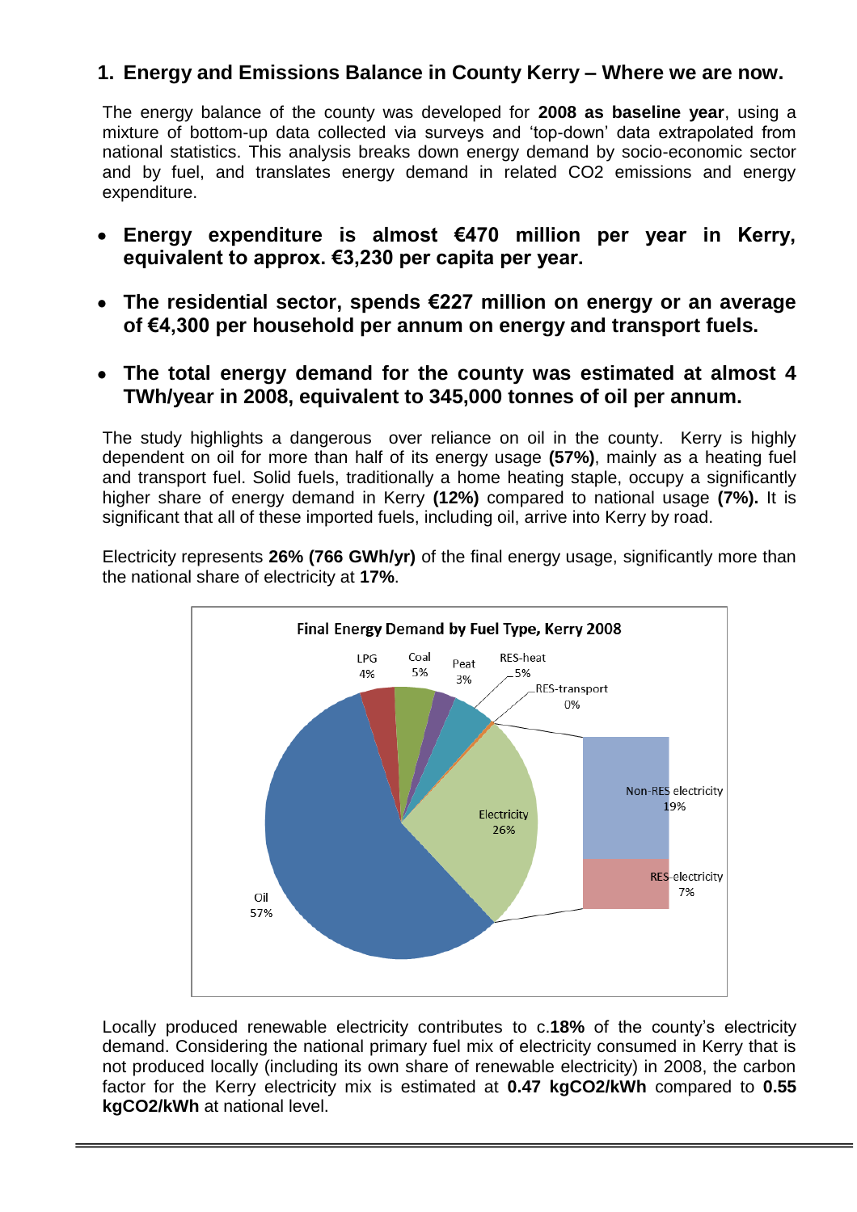## 1. Energy and Emissions Balance in County Kerry – Where we are now.

The energy balance of the county was developed for **2008 as baseline year**, using a mixture of bottom-up data collected via surveys and 'top-down' data extrapolated from national statistics. This analysis breaks down energy demand by socio-economic sector and by fuel, and translates energy demand in related CO2 emissions and energy expenditure.

- **Energy expenditure is almost €470 million per year in Kerry, equivalent to approx. €3,230 per capita per year.**
- **The residential sector, spends €227 million on energy or an average of €4,300 per household per annum on energy and transport fuels.**
- **The total energy demand for the county was estimated at almost 4 TWh/year in 2008, equivalent to 345,000 tonnes of oil per annum.**

The study highlights a dangerous over reliance on oil in the county. Kerry is highly dependent on oil for more than half of its energy usage **(57%)**, mainly as a heating fuel and transport fuel. Solid fuels, traditionally a home heating staple, occupy a significantly higher share of energy demand in Kerry **(12%)** compared to national usage **(7%).** It is significant that all of these imported fuels, including oil, arrive into Kerry by road.

Electricity represents **26% (766 GWh/yr)** of the final energy usage, significantly more than the national share of electricity at **17%**.

**Final Energy Demand by Fuel Type, Kerry 2008**

| Fuel type | Share |
|---|---|
| Oil | 57% |
| LPG | 4% |
| Coal | 5% |
| Peat | 3% |
| RES-heat | 5% |
| RES-transport | 0% |
| Electricity | 26% |
| – Non-RES electricity | 19% |
| – RES-electricity | 7% |

Locally produced renewable electricity contributes to c.**18%** of the county's electricity demand. Considering the national primary fuel mix of electricity consumed in Kerry that is not produced locally (including its own share of renewable electricity) in 2008, the carbon factor for the Kerry electricity mix is estimated at **0.47 kgCO2/kWh** compared to **0.55 kgCO2/kWh** at national level.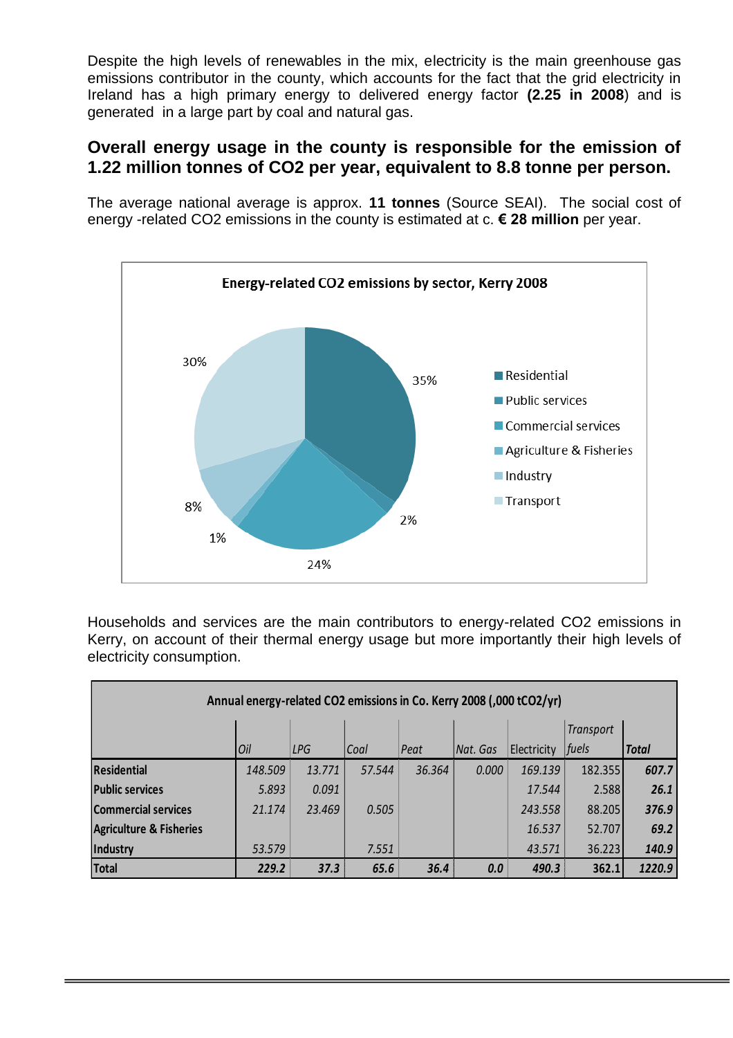Despite the high levels of renewables in the mix, electricity is the main greenhouse gas emissions contributor in the county, which accounts for the fact that the grid electricity in Ireland has a high primary energy to delivered energy factor **(2.25 in 2008**) and is generated in a large part by coal and natural gas.

## Overall energy usage in the county is responsible for the emission of 1.22 million tonnes of CO2 per year, equivalent to 8.8 tonne per person.

The average national average is approx. **11 tonnes** (Source SEAI). The social cost of energy -related CO2 emissions in the county is estimated at c. **€ 28 million** per year.

**Energy-related CO2 emissions by sector, Kerry 2008**

| Sector | Share |
|---|---|
| Residential | 35% |
| Public services | 2% |
| Commercial services | 24% |
| Agriculture & Fisheries | 1% |
| Industry | 8% |
| Transport | 30% |

Households and services are the main contributors to energy-related CO2 emissions in Kerry, on account of their thermal energy usage but more importantly their high levels of electricity consumption.

**Annual energy-related CO2 emissions in Co. Kerry 2008 (,000 tCO2/yr)**

| | *Oil* | *LPG* | *Coal* | *Peat* | *Nat. Gas* | Electricity | *Transport fuels* | ***Total*** |
|---|---|---|---|---|---|---|---|---|
| **Residential** | *148.509* | *13.771* | *57.544* | *36.364* | *0.000* | *169.139* | 182.355 | ***607.7*** |
| **Public services** | *5.893* | *0.091* | | | | *17.544* | 2.588 | ***26.1*** |
| **Commercial services** | *21.174* | *23.469* | *0.505* | | | *243.558* | 88.205 | ***376.9*** |
| **Agriculture & Fisheries** | | | | | | *16.537* | 52.707 | ***69.2*** |
| **Industry** | *53.579* | | *7.551* | | | *43.571* | 36.223 | ***140.9*** |
| **Total** | ***229.2*** | ***37.3*** | ***65.6*** | ***36.4*** | ***0.0*** | ***490.3*** | **362.1** | ***1220.9*** |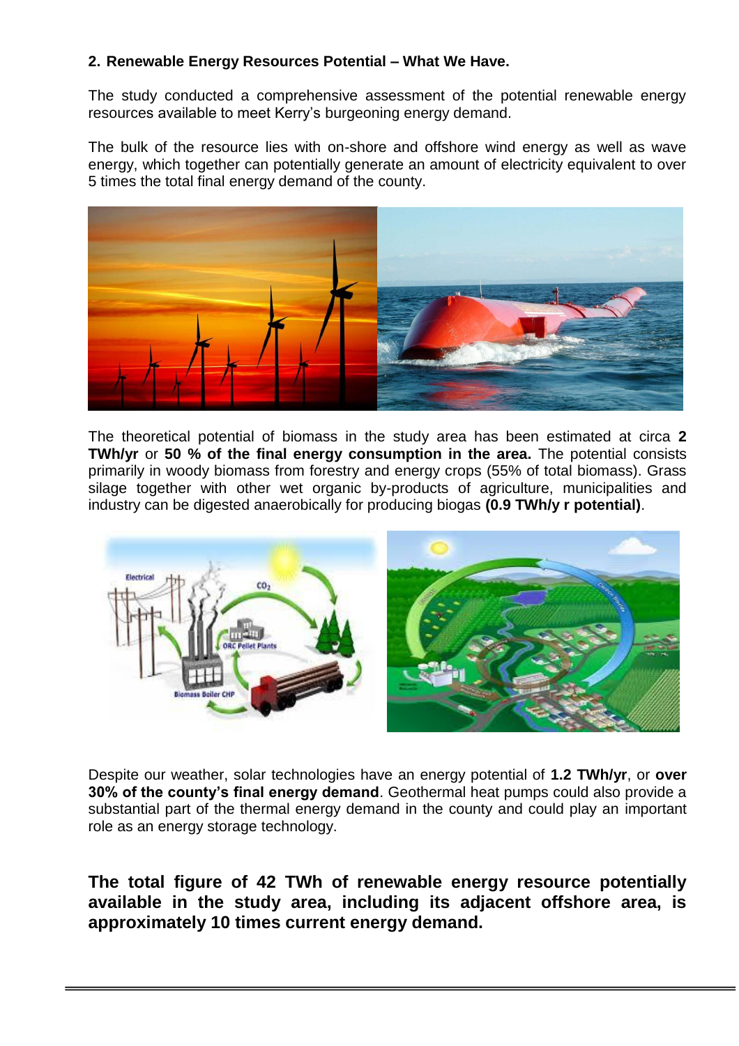## 2. Renewable Energy Resources Potential – What We Have.

The study conducted a comprehensive assessment of the potential renewable energy resources available to meet Kerry's burgeoning energy demand.

The bulk of the resource lies with on-shore and offshore wind energy as well as wave energy, which together can potentially generate an amount of electricity equivalent to over 5 times the total final energy demand of the county.

The theoretical potential of biomass in the study area has been estimated at circa **2 TWh/yr** or **50 % of the final energy consumption in the area.** The potential consists primarily in woody biomass from forestry and energy crops (55% of total biomass). Grass silage together with other wet organic by-products of agriculture, municipalities and industry can be digested anaerobically for producing biogas **(0.9 TWh/y r potential)**.

Despite our weather, solar technologies have an energy potential of **1.2 TWh/yr**, or **over 30% of the county's final energy demand**. Geothermal heat pumps could also provide a substantial part of the thermal energy demand in the county and could play an important role as an energy storage technology.

**The total figure of 42 TWh of renewable energy resource potentially available in the study area, including its adjacent offshore area, is approximately 10 times current energy demand.**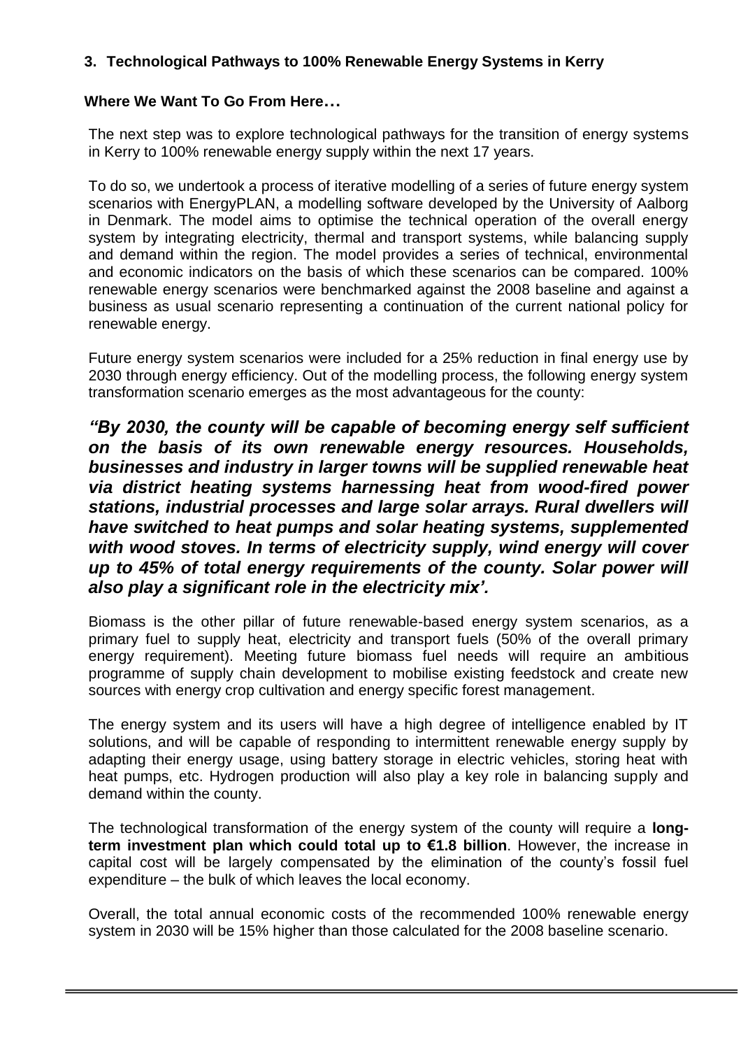## 3. Technological Pathways to 100% Renewable Energy Systems in Kerry

### Where We Want To Go From Here…

The next step was to explore technological pathways for the transition of energy systems in Kerry to 100% renewable energy supply within the next 17 years.

To do so, we undertook a process of iterative modelling of a series of future energy system scenarios with EnergyPLAN, a modelling software developed by the University of Aalborg in Denmark. The model aims to optimise the technical operation of the overall energy system by integrating electricity, thermal and transport systems, while balancing supply and demand within the region. The model provides a series of technical, environmental and economic indicators on the basis of which these scenarios can be compared. 100% renewable energy scenarios were benchmarked against the 2008 baseline and against a business as usual scenario representing a continuation of the current national policy for renewable energy.

Future energy system scenarios were included for a 25% reduction in final energy use by 2030 through energy efficiency. Out of the modelling process, the following energy system transformation scenario emerges as the most advantageous for the county:

***"By 2030, the county will be capable of becoming energy self sufficient on the basis of its own renewable energy resources. Households, businesses and industry in larger towns will be supplied renewable heat via district heating systems harnessing heat from wood-fired power stations, industrial processes and large solar arrays. Rural dwellers will have switched to heat pumps and solar heating systems, supplemented with wood stoves. In terms of electricity supply, wind energy will cover up to 45% of total energy requirements of the county. Solar power will also play a significant role in the electricity mix'.***

Biomass is the other pillar of future renewable-based energy system scenarios, as a primary fuel to supply heat, electricity and transport fuels (50% of the overall primary energy requirement). Meeting future biomass fuel needs will require an ambitious programme of supply chain development to mobilise existing feedstock and create new sources with energy crop cultivation and energy specific forest management.

The energy system and its users will have a high degree of intelligence enabled by IT solutions, and will be capable of responding to intermittent renewable energy supply by adapting their energy usage, using battery storage in electric vehicles, storing heat with heat pumps, etc. Hydrogen production will also play a key role in balancing supply and demand within the county.

The technological transformation of the energy system of the county will require a **long-term investment plan which could total up to €1.8 billion**. However, the increase in capital cost will be largely compensated by the elimination of the county's fossil fuel expenditure – the bulk of which leaves the local economy.

Overall, the total annual economic costs of the recommended 100% renewable energy system in 2030 will be 15% higher than those calculated for the 2008 baseline scenario.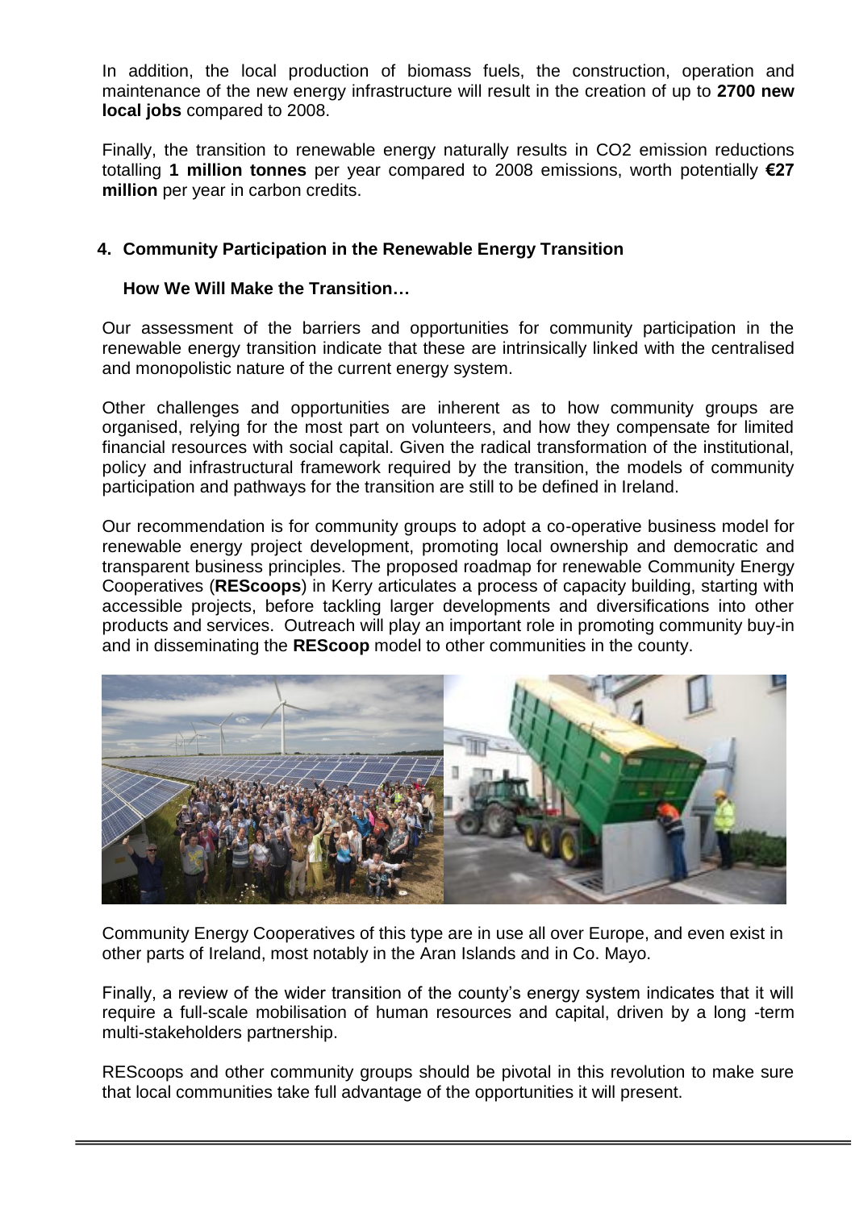In addition, the local production of biomass fuels, the construction, operation and maintenance of the new energy infrastructure will result in the creation of up to **2700 new local jobs** compared to 2008.

Finally, the transition to renewable energy naturally results in $CO_2$ emission reductions totalling **1 million tonnes** per year compared to 2008 emissions, worth potentially **€27 million** per year in carbon credits.

## 4. Community Participation in the Renewable Energy Transition

### How We Will Make the Transition…

Our assessment of the barriers and opportunities for community participation in the renewable energy transition indicate that these are intrinsically linked with the centralised and monopolistic nature of the current energy system.

Other challenges and opportunities are inherent as to how community groups are organised, relying for the most part on volunteers, and how they compensate for limited financial resources with social capital. Given the radical transformation of the institutional, policy and infrastructural framework required by the transition, the models of community participation and pathways for the transition are still to be defined in Ireland.

Our recommendation is for community groups to adopt a co-operative business model for renewable energy project development, promoting local ownership and democratic and transparent business principles. The proposed roadmap for renewable Community Energy Cooperatives (**REScoops**) in Kerry articulates a process of capacity building, starting with accessible projects, before tackling larger developments and diversifications into other products and services. Outreach will play an important role in promoting community buy-in and in disseminating the **REScoop** model to other communities in the county.

Community Energy Cooperatives of this type are in use all over Europe, and even exist in other parts of Ireland, most notably in the Aran Islands and in Co. Mayo.

Finally, a review of the wider transition of the county's energy system indicates that it will require a full-scale mobilisation of human resources and capital, driven by a long -term multi-stakeholders partnership.

REScoops and other community groups should be pivotal in this revolution to make sure that local communities take full advantage of the opportunities it will present.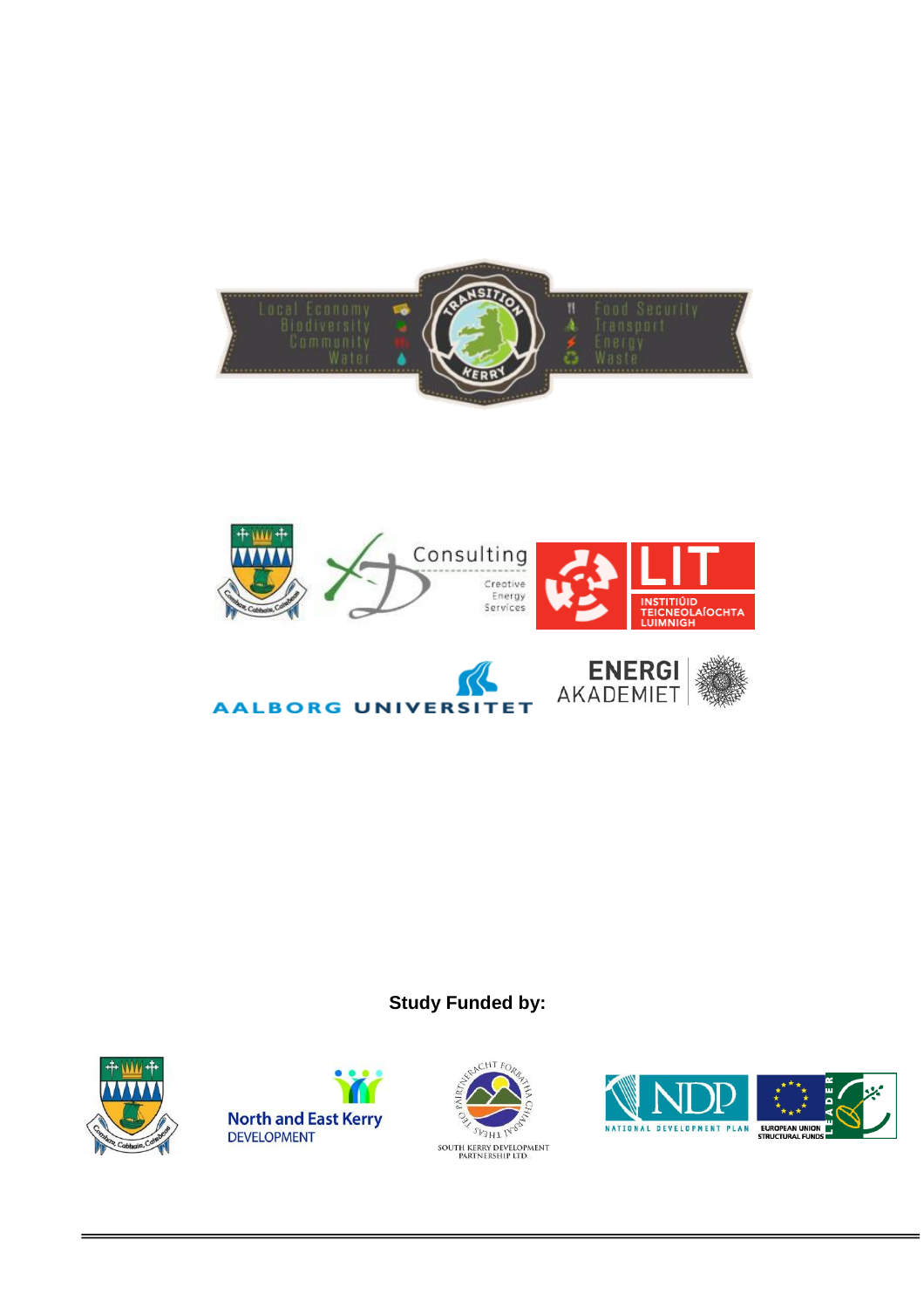**Study Funded by:**